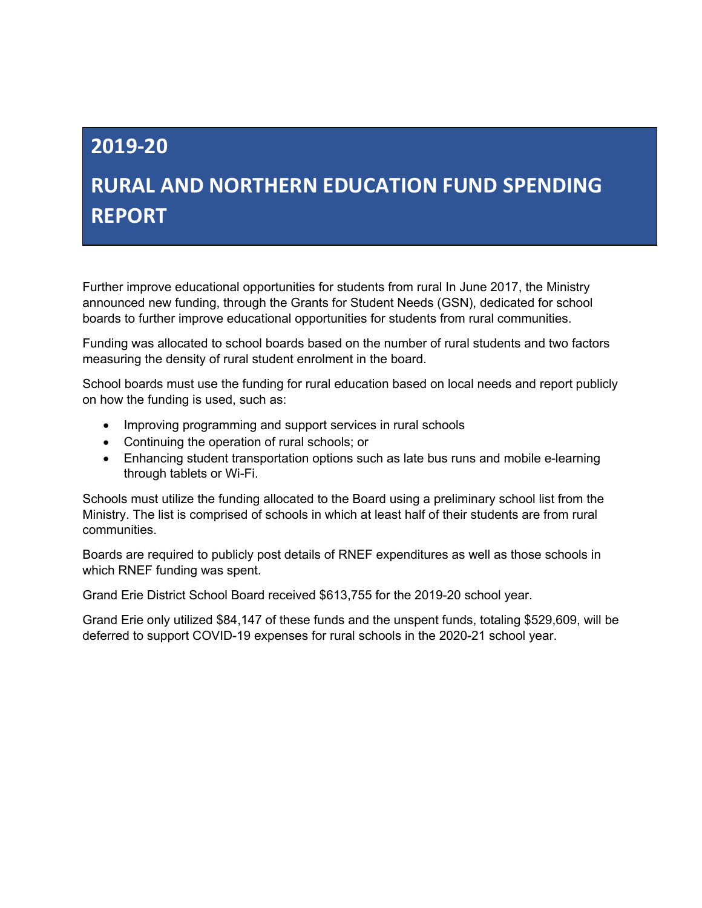# 2019-20

# RURAL AND NORTHERN EDUCATION FUND SPENDING REPORT

Further improve educational opportunities for students from rural In June 2017, the Ministry announced new funding, through the Grants for Student Needs (GSN), dedicated for school boards to further improve educational opportunities for students from rural communities.

Funding was allocated to school boards based on the number of rural students and two factors measuring the density of rural student enrolment in the board.

School boards must use the funding for rural education based on local needs and report publicly on how the funding is used, such as:

- Improving programming and support services in rural schools
- Continuing the operation of rural schools; or
- Enhancing student transportation options such as late bus runs and mobile e-learning through tablets or Wi-Fi.

Schools must utilize the funding allocated to the Board using a preliminary school list from the Ministry. The list is comprised of schools in which at least half of their students are from rural communities.

Boards are required to publicly post details of RNEF expenditures as well as those schools in which RNEF funding was spent.

Grand Erie District School Board received $613,755 for the 2019-20 school year.

Grand Erie only utilized $84,147 of these funds and the unspent funds, totaling $529,609, will be deferred to support COVID-19 expenses for rural schools in the 2020-21 school year.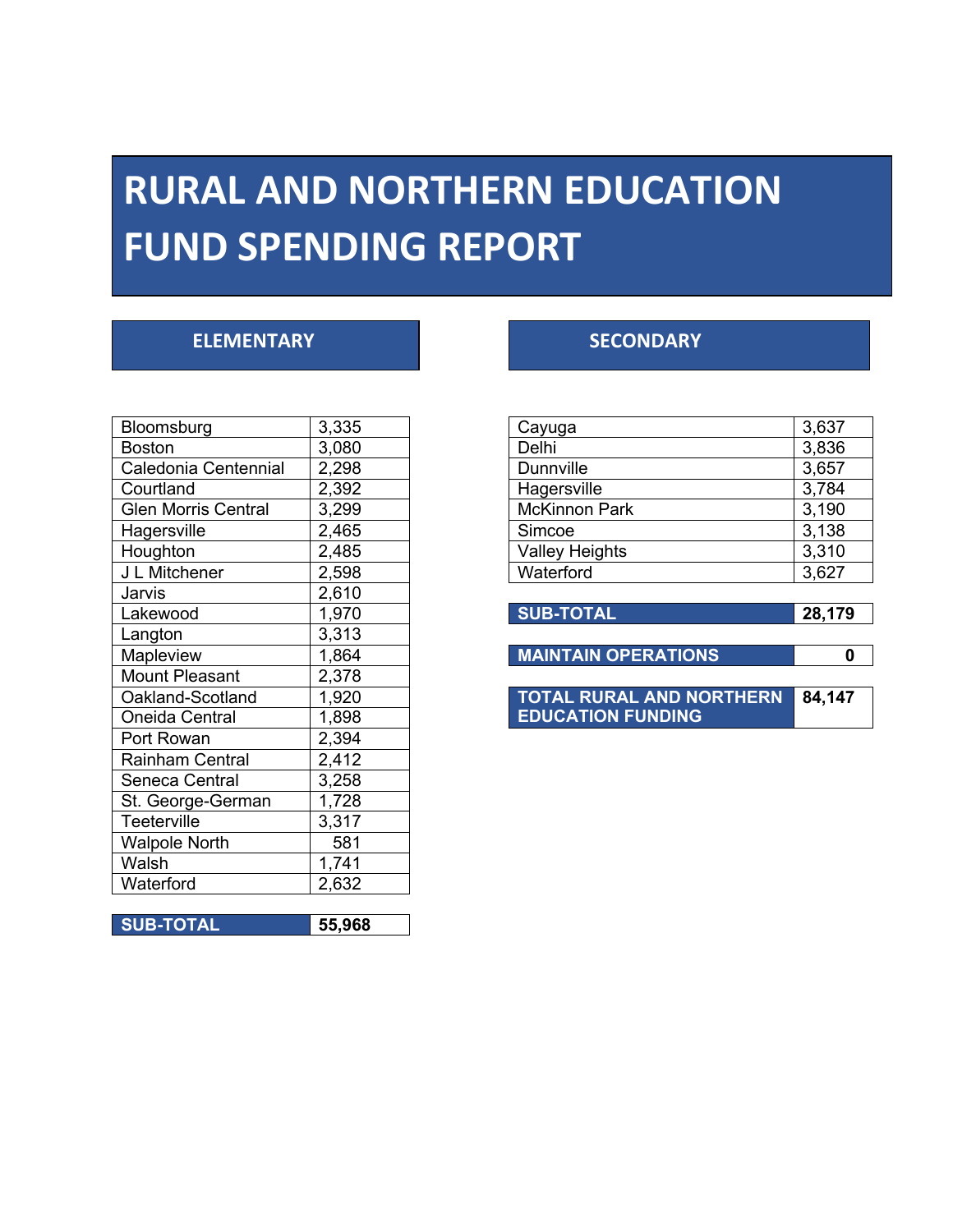# RURAL AND NORTHERN EDUCATION FUND SPENDING REPORT

## ELEMENTARY

| | |
|---|---|
| Bloomsburg | 3,335 |
| Boston | 3,080 |
| Caledonia Centennial | 2,298 |
| Courtland | 2,392 |
| Glen Morris Central | 3,299 |
| Hagersville | 2,465 |
| Houghton | 2,485 |
| J L Mitchener | 2,598 |
| Jarvis | 2,610 |
| Lakewood | 1,970 |
| Langton | 3,313 |
| Mapleview | 1,864 |
| Mount Pleasant | 2,378 |
| Oakland-Scotland | 1,920 |
| Oneida Central | 1,898 |
| Port Rowan | 2,394 |
| Rainham Central | 2,412 |
| Seneca Central | 3,258 |
| St. George-German | 1,728 |
| Teeterville | 3,317 |
| Walpole North | 581 |
| Walsh | 1,741 |
| Waterford | 2,632 |
| **SUB-TOTAL** | **55,968** |

## SECONDARY

| | |
|---|---|
| Cayuga | 3,637 |
| Delhi | 3,836 |
| Dunnville | 3,657 |
| Hagersville | 3,784 |
| McKinnon Park | 3,190 |
| Simcoe | 3,138 |
| Valley Heights | 3,310 |
| Waterford | 3,627 |
| **SUB-TOTAL** | **28,179** |

| | |
|---|---|
| **MAINTAIN OPERATIONS** | **0** |
| **TOTAL RURAL AND NORTHERN EDUCATION FUNDING** | **84,147** |